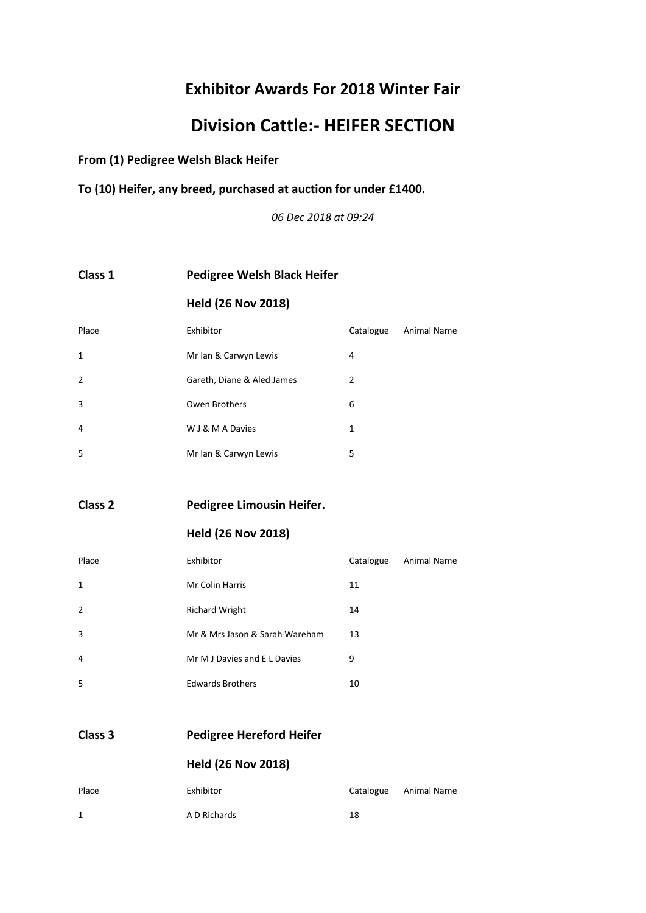# Exhibitor Awards For 2018 Winter Fair

# Division Cattle:- HEIFER SECTION

**From (1) Pedigree Welsh Black Heifer**

**To (10) Heifer, any breed, purchased at auction for under £1400.**

*06 Dec 2018 at 09:24*

## Class 1 Pedigree Welsh Black Heifer

### Held (26 Nov 2018)

| Place | Exhibitor | Catalogue | Animal Name |
|---|---|---|---|
| 1 | Mr Ian & Carwyn Lewis | 4 | |
| 2 | Gareth, Diane & Aled James | 2 | |
| 3 | Owen Brothers | 6 | |
| 4 | W J & M A Davies | 1 | |
| 5 | Mr Ian & Carwyn Lewis | 5 | |

## Class 2 Pedigree Limousin Heifer.

### Held (26 Nov 2018)

| Place | Exhibitor | Catalogue | Animal Name |
|---|---|---|---|
| 1 | Mr Colin Harris | 11 | |
| 2 | Richard Wright | 14 | |
| 3 | Mr & Mrs Jason & Sarah Wareham | 13 | |
| 4 | Mr M J Davies and E L Davies | 9 | |
| 5 | Edwards Brothers | 10 | |

## Class 3 Pedigree Hereford Heifer

### Held (26 Nov 2018)

| Place | Exhibitor | Catalogue | Animal Name |
|---|---|---|---|
| 1 | A D Richards | 18 | |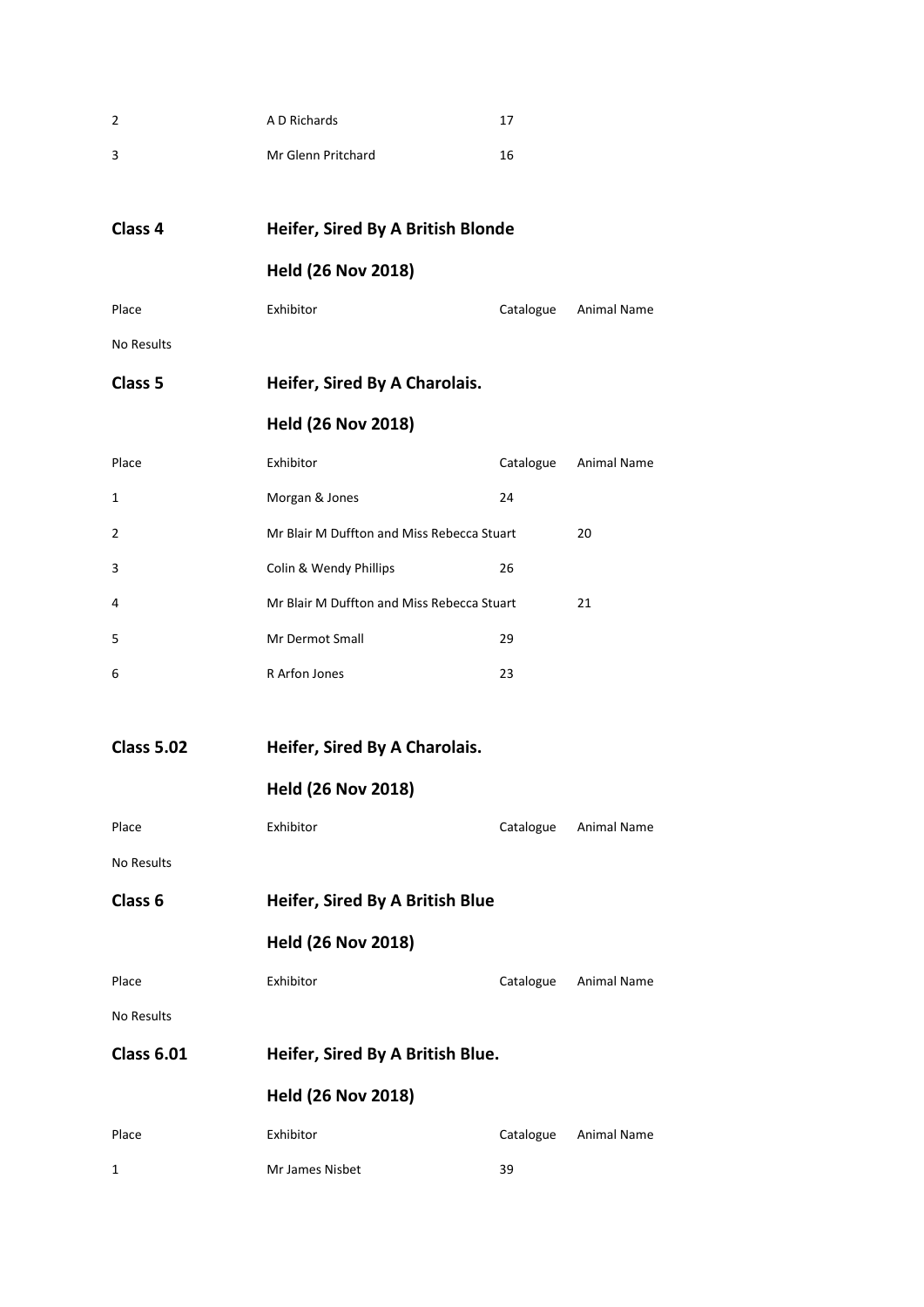| Place | Exhibitor | Catalogue | Animal Name |
|---|---|---|---|
| 2 | A D Richards | 17 | |
| 3 | Mr Glenn Pritchard | 16 | |

## Class 4 Heifer, Sired By A British Blonde

**Held (26 Nov 2018)**

| Place | Exhibitor | Catalogue | Animal Name |
|---|---|---|---|

No Results

## Class 5 Heifer, Sired By A Charolais.

**Held (26 Nov 2018)**

| Place | Exhibitor | Catalogue | Animal Name |
|---|---|---|---|
| 1 | Morgan & Jones | 24 | |
| 2 | Mr Blair M Duffton and Miss Rebecca Stuart | | 20 |
| 3 | Colin & Wendy Phillips | 26 | |
| 4 | Mr Blair M Duffton and Miss Rebecca Stuart | | 21 |
| 5 | Mr Dermot Small | 29 | |
| 6 | R Arfon Jones | 23 | |

## Class 5.02 Heifer, Sired By A Charolais.

**Held (26 Nov 2018)**

| Place | Exhibitor | Catalogue | Animal Name |
|---|---|---|---|

No Results

## Class 6 Heifer, Sired By A British Blue

**Held (26 Nov 2018)**

| Place | Exhibitor | Catalogue | Animal Name |
|---|---|---|---|

No Results

## Class 6.01 Heifer, Sired By A British Blue.

**Held (26 Nov 2018)**

| Place | Exhibitor | Catalogue | Animal Name |
|---|---|---|---|
| 1 | Mr James Nisbet | 39 | |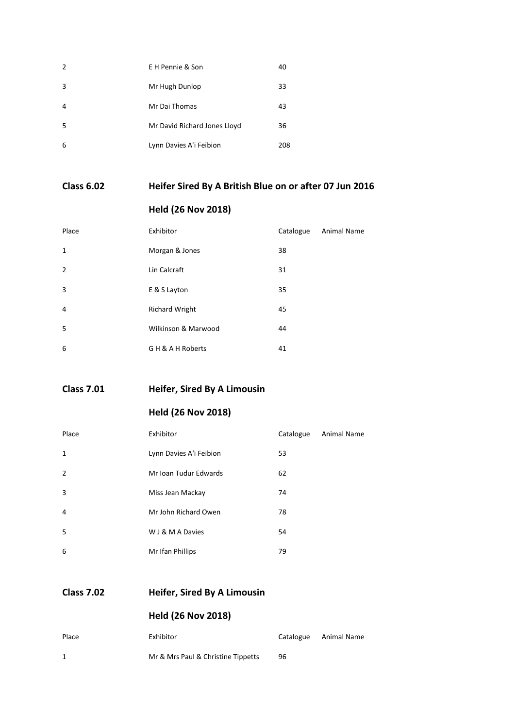| Place | Exhibitor | Catalogue | Animal Name |
|---|---|---|---|
| 2 | E H Pennie & Son | 40 | |
| 3 | Mr Hugh Dunlop | 33 | |
| 4 | Mr Dai Thomas | 43 | |
| 5 | Mr David Richard Jones Lloyd | 36 | |
| 6 | Lynn Davies A'i Feibion | 208 | |

## Class 6.02 Heifer Sired By A British Blue on or after 07 Jun 2016

### Held (26 Nov 2018)

| Place | Exhibitor | Catalogue | Animal Name |
|---|---|---|---|
| 1 | Morgan & Jones | 38 | |
| 2 | Lin Calcraft | 31 | |
| 3 | E & S Layton | 35 | |
| 4 | Richard Wright | 45 | |
| 5 | Wilkinson & Marwood | 44 | |
| 6 | G H & A H Roberts | 41 | |

## Class 7.01 Heifer, Sired By A Limousin

### Held (26 Nov 2018)

| Place | Exhibitor | Catalogue | Animal Name |
|---|---|---|---|
| 1 | Lynn Davies A'i Feibion | 53 | |
| 2 | Mr Ioan Tudur Edwards | 62 | |
| 3 | Miss Jean Mackay | 74 | |
| 4 | Mr John Richard Owen | 78 | |
| 5 | W J & M A Davies | 54 | |
| 6 | Mr Ifan Phillips | 79 | |

## Class 7.02 Heifer, Sired By A Limousin

### Held (26 Nov 2018)

| Place | Exhibitor | Catalogue | Animal Name |
|---|---|---|---|
| 1 | Mr & Mrs Paul & Christine Tippetts | 96 | |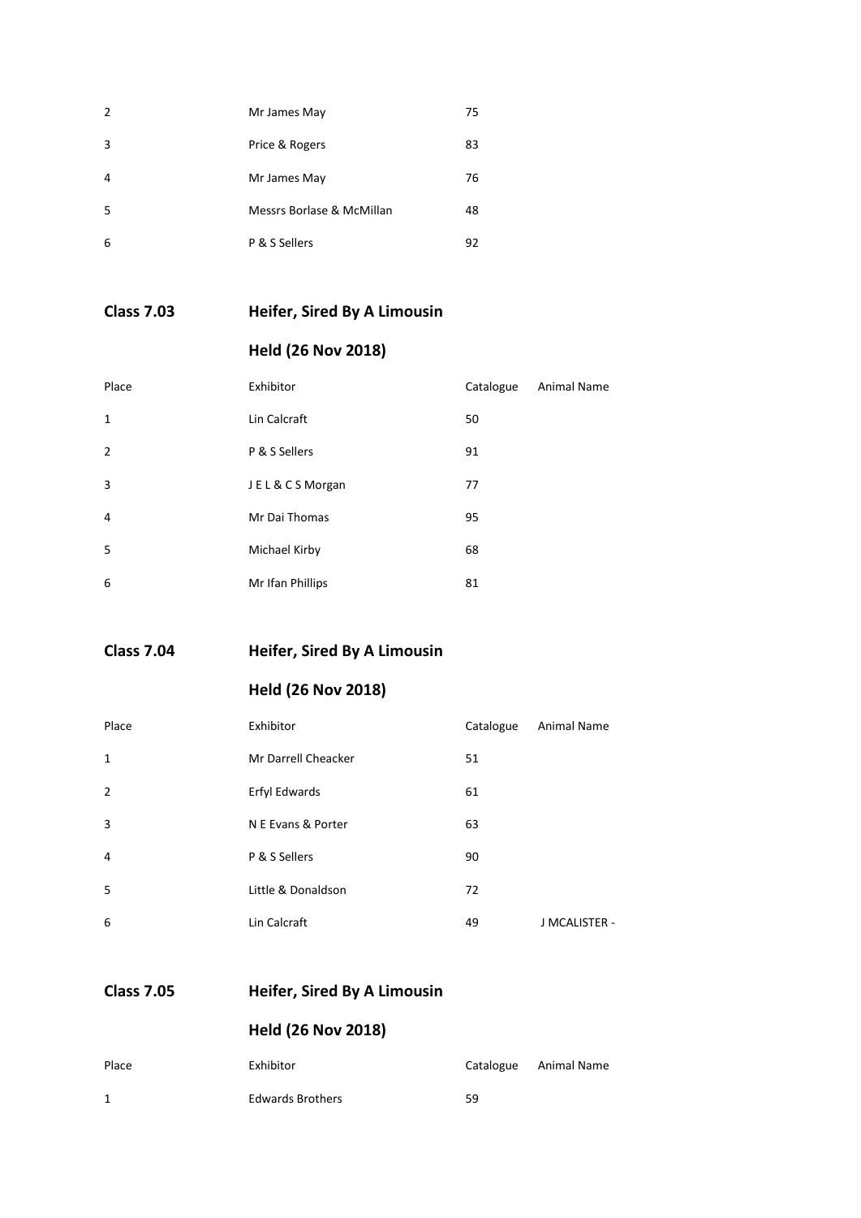| | | | |
|---|---|---|---|
| 2 | Mr James May | 75 | |
| 3 | Price & Rogers | 83 | |
| 4 | Mr James May | 76 | |
| 5 | Messrs Borlase & McMillan | 48 | |
| 6 | P & S Sellers | 92 | |

## Class 7.03 Heifer, Sired By A Limousin

### Held (26 Nov 2018)

| Place | Exhibitor | Catalogue | Animal Name |
|---|---|---|---|
| 1 | Lin Calcraft | 50 | |
| 2 | P & S Sellers | 91 | |
| 3 | J E L & C S Morgan | 77 | |
| 4 | Mr Dai Thomas | 95 | |
| 5 | Michael Kirby | 68 | |
| 6 | Mr Ifan Phillips | 81 | |

## Class 7.04 Heifer, Sired By A Limousin

### Held (26 Nov 2018)

| Place | Exhibitor | Catalogue | Animal Name |
|---|---|---|---|
| 1 | Mr Darrell Cheacker | 51 | |
| 2 | Erfyl Edwards | 61 | |
| 3 | N E Evans & Porter | 63 | |
| 4 | P & S Sellers | 90 | |
| 5 | Little & Donaldson | 72 | |
| 6 | Lin Calcraft | 49 | J MCALISTER - |

## Class 7.05 Heifer, Sired By A Limousin

### Held (26 Nov 2018)

| Place | Exhibitor | Catalogue | Animal Name |
|---|---|---|---|
| 1 | Edwards Brothers | 59 | |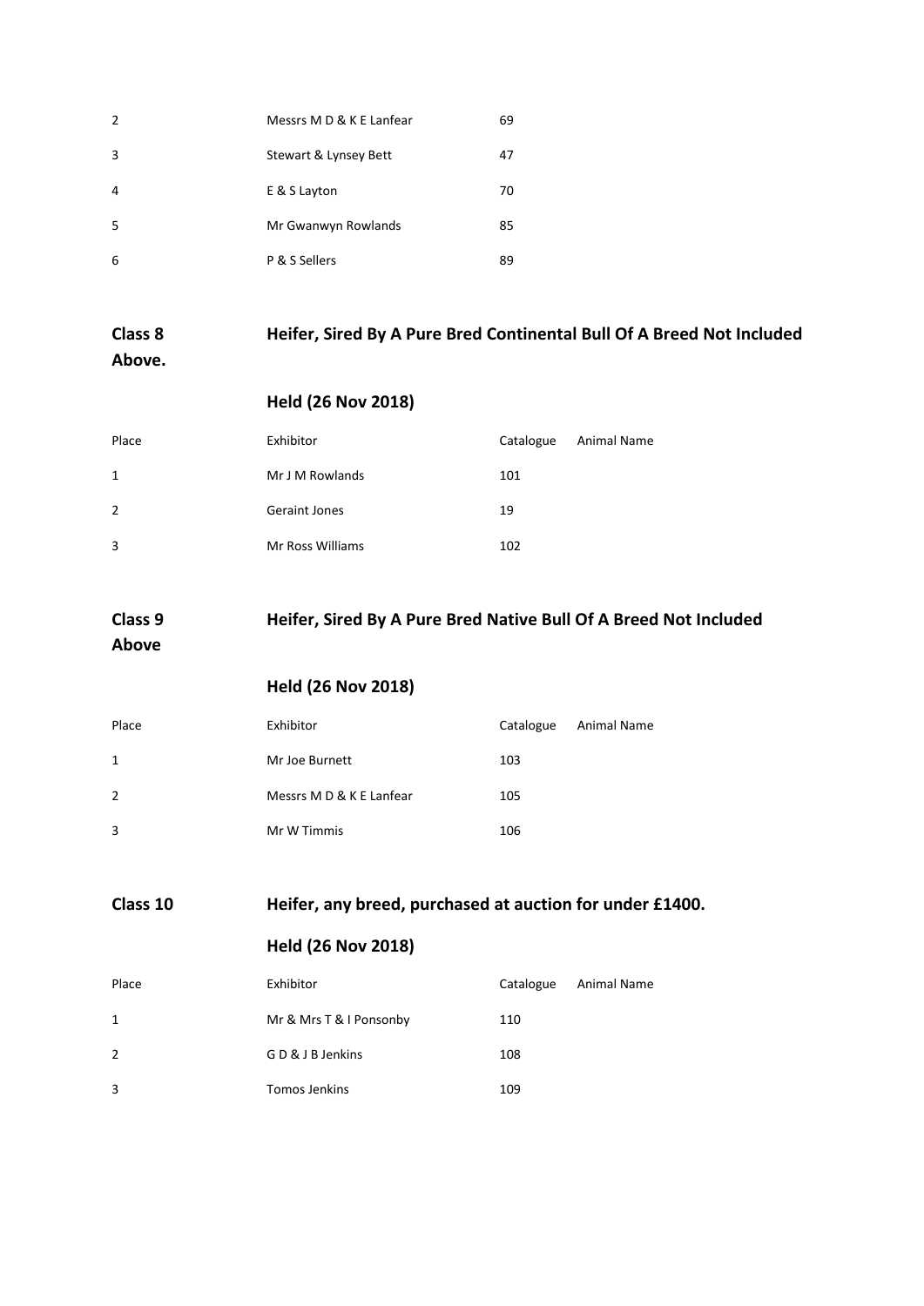| Place | Exhibitor | Catalogue | Animal Name |
|---|---|---|---|
| 2 | Messrs M D & K E Lanfear | 69 | |
| 3 | Stewart & Lynsey Bett | 47 | |
| 4 | E & S Layton | 70 | |
| 5 | Mr Gwanwyn Rowlands | 85 | |
| 6 | P & S Sellers | 89 | |

## Class 8 Heifer, Sired By A Pure Bred Continental Bull Of A Breed Not Included Above.

### Held (26 Nov 2018)

| Place | Exhibitor | Catalogue | Animal Name |
|---|---|---|---|
| 1 | Mr J M Rowlands | 101 | |
| 2 | Geraint Jones | 19 | |
| 3 | Mr Ross Williams | 102 | |

## Class 9 Heifer, Sired By A Pure Bred Native Bull Of A Breed Not Included Above

### Held (26 Nov 2018)

| Place | Exhibitor | Catalogue | Animal Name |
|---|---|---|---|
| 1 | Mr Joe Burnett | 103 | |
| 2 | Messrs M D & K E Lanfear | 105 | |
| 3 | Mr W Timmis | 106 | |

## Class 10 Heifer, any breed, purchased at auction for under £1400.

### Held (26 Nov 2018)

| Place | Exhibitor | Catalogue | Animal Name |
|---|---|---|---|
| 1 | Mr & Mrs T & I Ponsonby | 110 | |
| 2 | G D & J B Jenkins | 108 | |
| 3 | Tomos Jenkins | 109 | |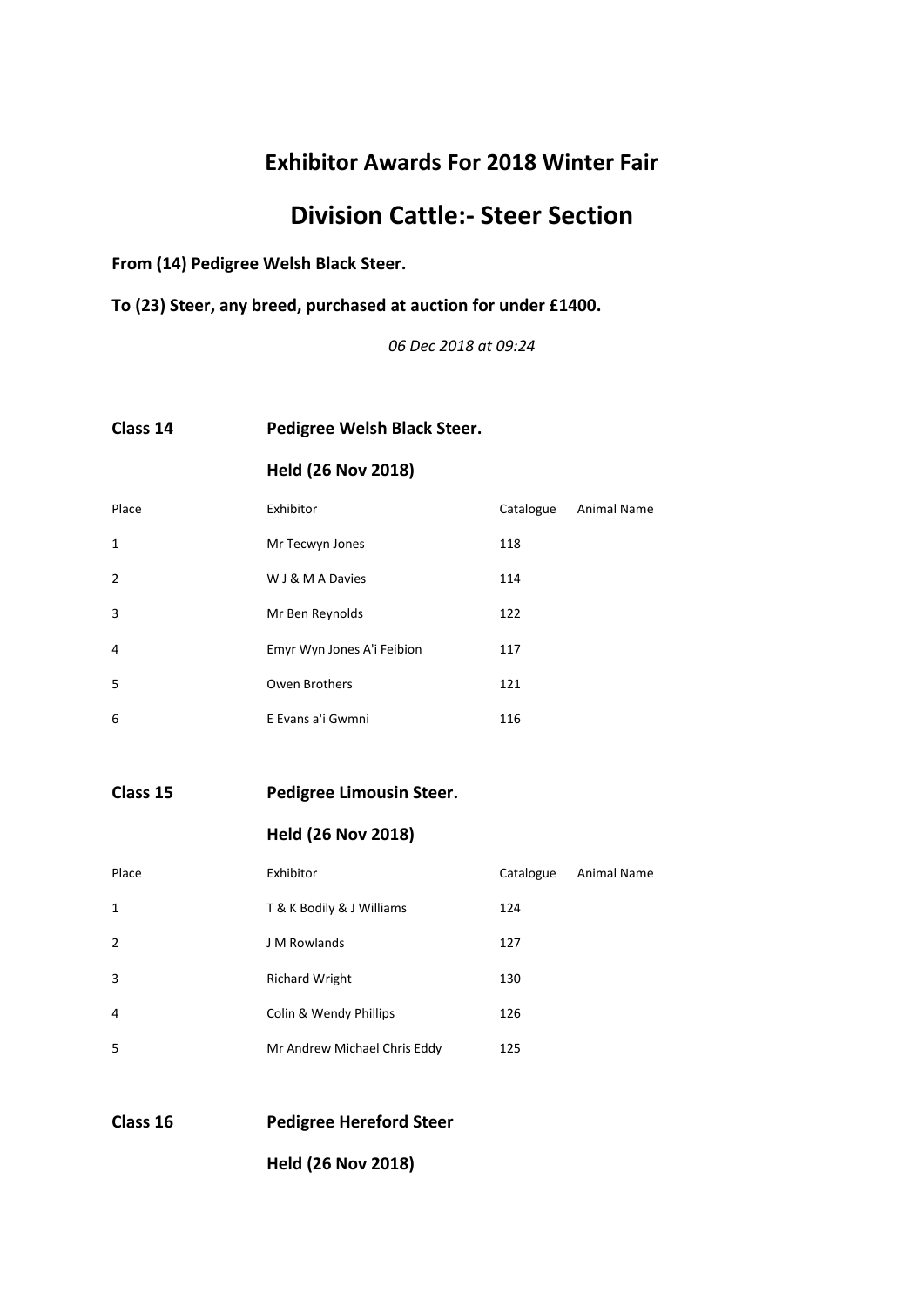# Exhibitor Awards For 2018 Winter Fair

## Division Cattle:- Steer Section

**From (14) Pedigree Welsh Black Steer.**

**To (23) Steer, any breed, purchased at auction for under £1400.**

*06 Dec 2018 at 09:24*

### Class 14 Pedigree Welsh Black Steer.

**Held (26 Nov 2018)**

| Place | Exhibitor | Catalogue | Animal Name |
|---|---|---|---|
| 1 | Mr Tecwyn Jones | 118 | |
| 2 | W J & M A Davies | 114 | |
| 3 | Mr Ben Reynolds | 122 | |
| 4 | Emyr Wyn Jones A'i Feibion | 117 | |
| 5 | Owen Brothers | 121 | |
| 6 | E Evans a'i Gwmni | 116 | |

### Class 15 Pedigree Limousin Steer.

**Held (26 Nov 2018)**

| Place | Exhibitor | Catalogue | Animal Name |
|---|---|---|---|
| 1 | T & K Bodily & J Williams | 124 | |
| 2 | J M Rowlands | 127 | |
| 3 | Richard Wright | 130 | |
| 4 | Colin & Wendy Phillips | 126 | |
| 5 | Mr Andrew Michael Chris Eddy | 125 | |

### Class 16 Pedigree Hereford Steer

**Held (26 Nov 2018)**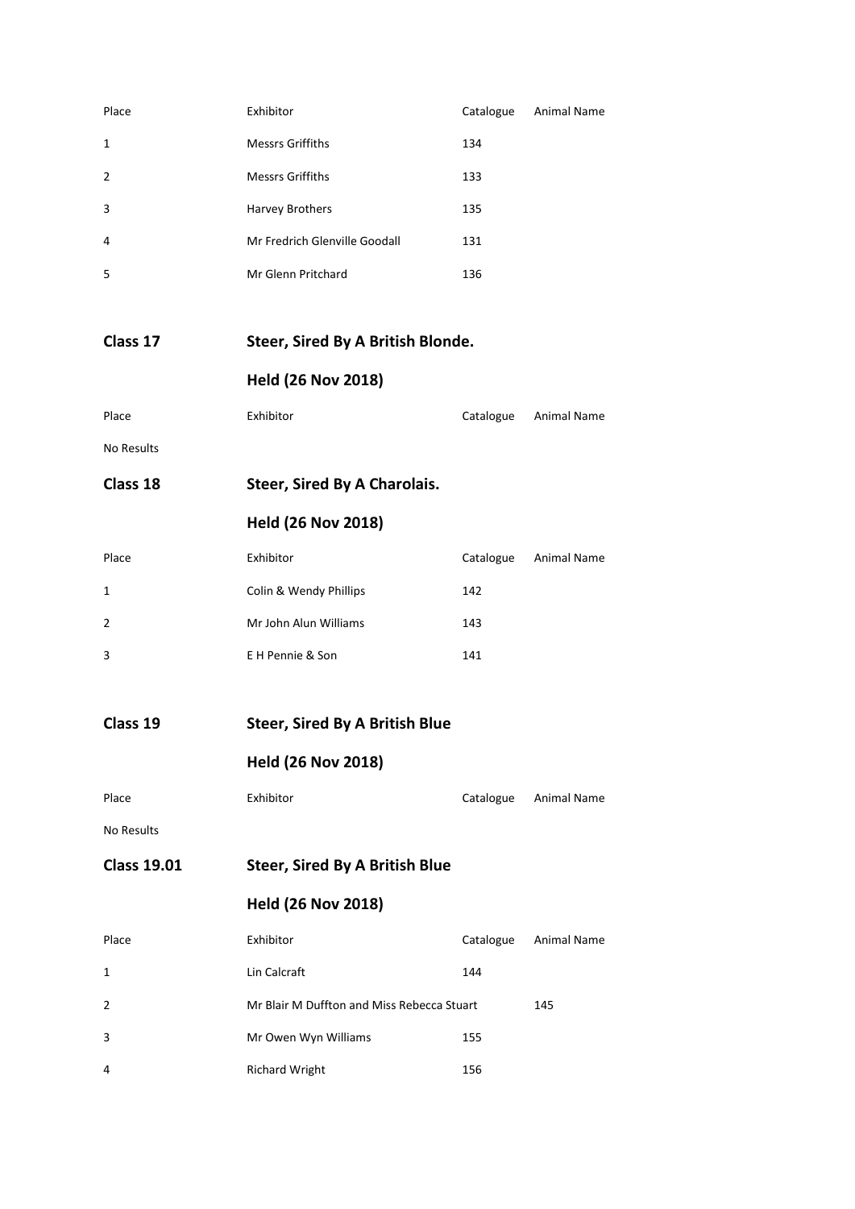| Place | Exhibitor | Catalogue | Animal Name |
|---|---|---|---|
| 1 | Messrs Griffiths | 134 | |
| 2 | Messrs Griffiths | 133 | |
| 3 | Harvey Brothers | 135 | |
| 4 | Mr Fredrich Glenville Goodall | 131 | |
| 5 | Mr Glenn Pritchard | 136 | |

## Class 17 Steer, Sired By A British Blonde.

**Held (26 Nov 2018)**

| Place | Exhibitor | Catalogue | Animal Name |
|---|---|---|---|

No Results

## Class 18 Steer, Sired By A Charolais.

**Held (26 Nov 2018)**

| Place | Exhibitor | Catalogue | Animal Name |
|---|---|---|---|
| 1 | Colin & Wendy Phillips | 142 | |
| 2 | Mr John Alun Williams | 143 | |
| 3 | E H Pennie & Son | 141 | |

## Class 19 Steer, Sired By A British Blue

**Held (26 Nov 2018)**

| Place | Exhibitor | Catalogue | Animal Name |
|---|---|---|---|

No Results

## Class 19.01 Steer, Sired By A British Blue

**Held (26 Nov 2018)**

| Place | Exhibitor | Catalogue | Animal Name |
|---|---|---|---|
| 1 | Lin Calcraft | 144 | |
| 2 | Mr Blair M Duffton and Miss Rebecca Stuart | | 145 |
| 3 | Mr Owen Wyn Williams | 155 | |
| 4 | Richard Wright | 156 | |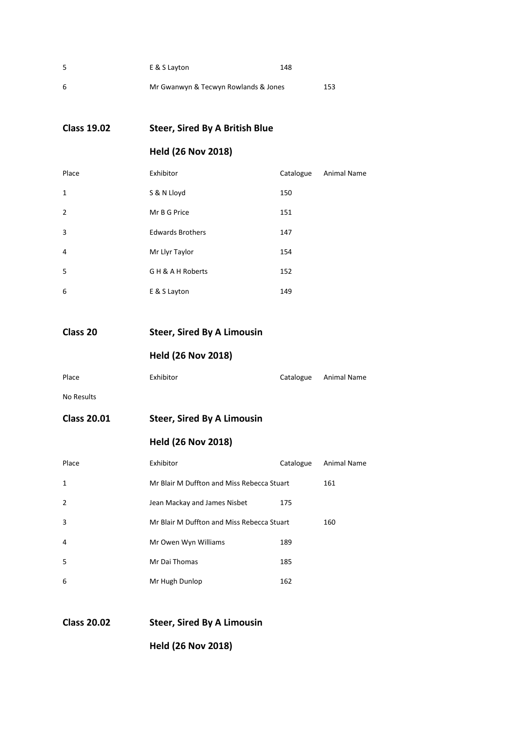| Place | Exhibitor | Catalogue | Animal Name |
|---|---|---|---|
| 5 | E & S Layton | 148 | |
| 6 | Mr Gwanwyn & Tecwyn Rowlands & Jones | 153 | |

## Class 19.02 Steer, Sired By A British Blue

### Held (26 Nov 2018)

| Place | Exhibitor | Catalogue | Animal Name |
|---|---|---|---|
| 1 | S & N Lloyd | 150 | |
| 2 | Mr B G Price | 151 | |
| 3 | Edwards Brothers | 147 | |
| 4 | Mr Llyr Taylor | 154 | |
| 5 | G H & A H Roberts | 152 | |
| 6 | E & S Layton | 149 | |

## Class 20 Steer, Sired By A Limousin

### Held (26 Nov 2018)

| Place | Exhibitor | Catalogue | Animal Name |
|---|---|---|---|

No Results

## Class 20.01 Steer, Sired By A Limousin

### Held (26 Nov 2018)

| Place | Exhibitor | Catalogue | Animal Name |
|---|---|---|---|
| 1 | Mr Blair M Duffton and Miss Rebecca Stuart | 161 | |
| 2 | Jean Mackay and James Nisbet | 175 | |
| 3 | Mr Blair M Duffton and Miss Rebecca Stuart | 160 | |
| 4 | Mr Owen Wyn Williams | 189 | |
| 5 | Mr Dai Thomas | 185 | |
| 6 | Mr Hugh Dunlop | 162 | |

## Class 20.02 Steer, Sired By A Limousin

### Held (26 Nov 2018)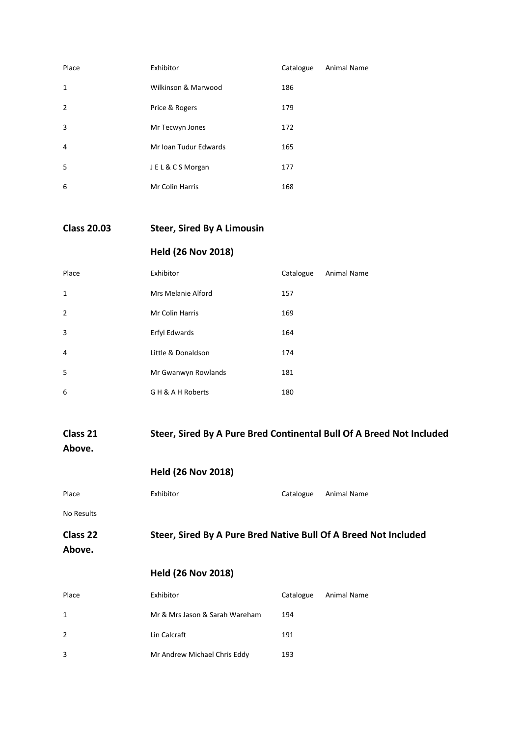| Place | Exhibitor | Catalogue | Animal Name |
|---|---|---|---|
| 1 | Wilkinson & Marwood | 186 | |
| 2 | Price & Rogers | 179 | |
| 3 | Mr Tecwyn Jones | 172 | |
| 4 | Mr Ioan Tudur Edwards | 165 | |
| 5 | J E L & C S Morgan | 177 | |
| 6 | Mr Colin Harris | 168 | |

## Class 20.03 Steer, Sired By A Limousin

### Held (26 Nov 2018)

| Place | Exhibitor | Catalogue | Animal Name |
|---|---|---|---|
| 1 | Mrs Melanie Alford | 157 | |
| 2 | Mr Colin Harris | 169 | |
| 3 | Erfyl Edwards | 164 | |
| 4 | Little & Donaldson | 174 | |
| 5 | Mr Gwanwyn Rowlands | 181 | |
| 6 | G H & A H Roberts | 180 | |

## Class 21 Steer, Sired By A Pure Bred Continental Bull Of A Breed Not Included Above.

### Held (26 Nov 2018)

| Place | Exhibitor | Catalogue | Animal Name |
|---|---|---|---|

No Results

## Class 22 Steer, Sired By A Pure Bred Native Bull Of A Breed Not Included Above.

### Held (26 Nov 2018)

| Place | Exhibitor | Catalogue | Animal Name |
|---|---|---|---|
| 1 | Mr & Mrs Jason & Sarah Wareham | 194 | |
| 2 | Lin Calcraft | 191 | |
| 3 | Mr Andrew Michael Chris Eddy | 193 | |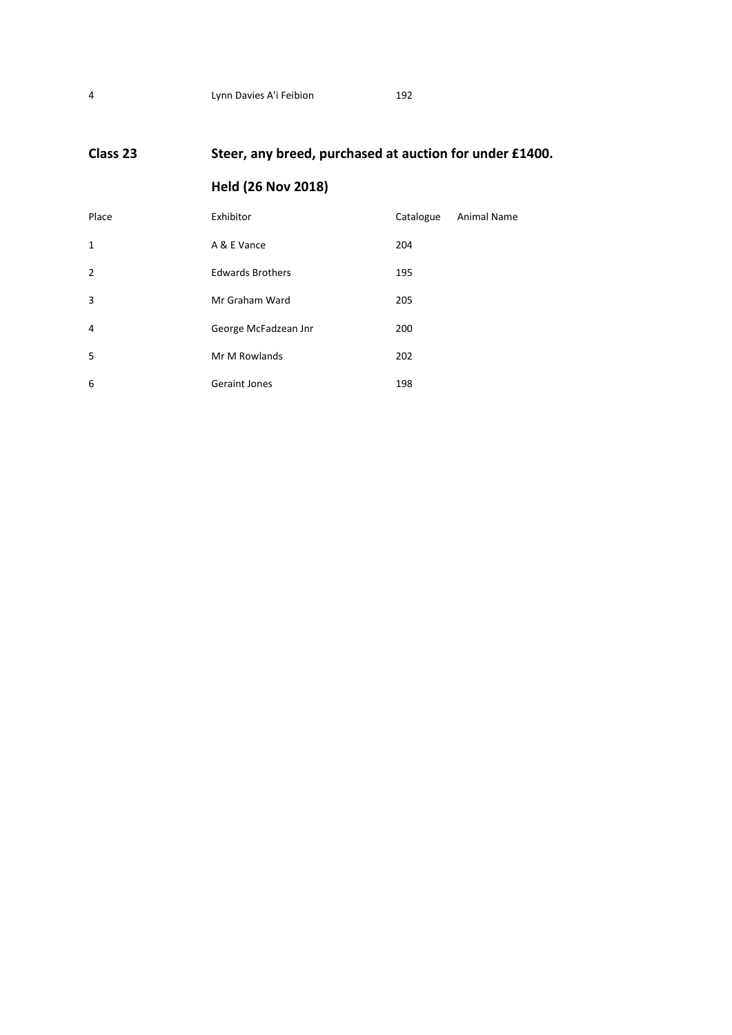| | | |
|---|---|---|
| 4 | Lynn Davies A'i Feibion | 192 |

## Class 23 Steer, any breed, purchased at auction for under £1400.

## Held (26 Nov 2018)

| Place | Exhibitor | Catalogue | Animal Name |
|---|---|---|---|
| 1 | A & E Vance | 204 | |
| 2 | Edwards Brothers | 195 | |
| 3 | Mr Graham Ward | 205 | |
| 4 | George McFadzean Jnr | 200 | |
| 5 | Mr M Rowlands | 202 | |
| 6 | Geraint Jones | 198 | |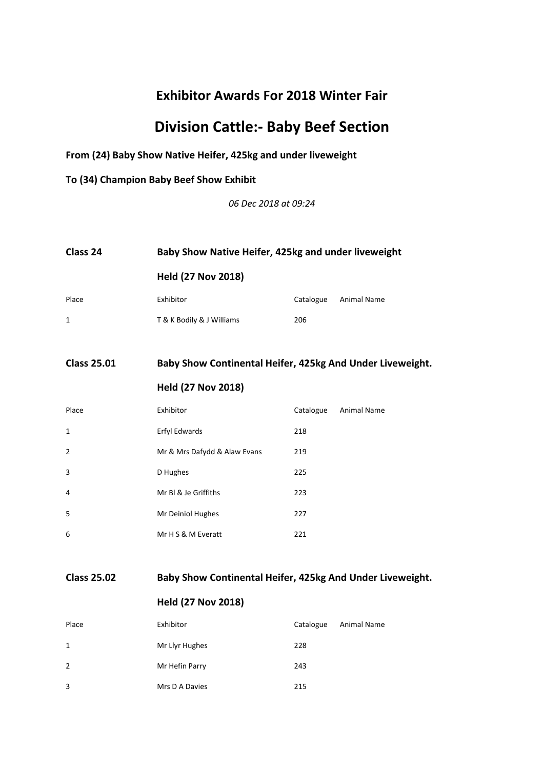## Exhibitor Awards For 2018 Winter Fair

# Division Cattle:- Baby Beef Section

**From (24) Baby Show Native Heifer, 425kg and under liveweight**

**To (34) Champion Baby Beef Show Exhibit**

*06 Dec 2018 at 09:24*

### Class 24 — Baby Show Native Heifer, 425kg and under liveweight

**Held (27 Nov 2018)**

| Place | Exhibitor | Catalogue | Animal Name |
|---|---|---|---|
| 1 | T & K Bodily & J Williams | 206 | |

### Class 25.01 — Baby Show Continental Heifer, 425kg And Under Liveweight.

**Held (27 Nov 2018)**

| Place | Exhibitor | Catalogue | Animal Name |
|---|---|---|---|
| 1 | Erfyl Edwards | 218 | |
| 2 | Mr & Mrs Dafydd & Alaw Evans | 219 | |
| 3 | D Hughes | 225 | |
| 4 | Mr Bl & Je Griffiths | 223 | |
| 5 | Mr Deiniol Hughes | 227 | |
| 6 | Mr H S & M Everatt | 221 | |

### Class 25.02 — Baby Show Continental Heifer, 425kg And Under Liveweight.

**Held (27 Nov 2018)**

| Place | Exhibitor | Catalogue | Animal Name |
|---|---|---|---|
| 1 | Mr Llyr Hughes | 228 | |
| 2 | Mr Hefin Parry | 243 | |
| 3 | Mrs D A Davies | 215 | |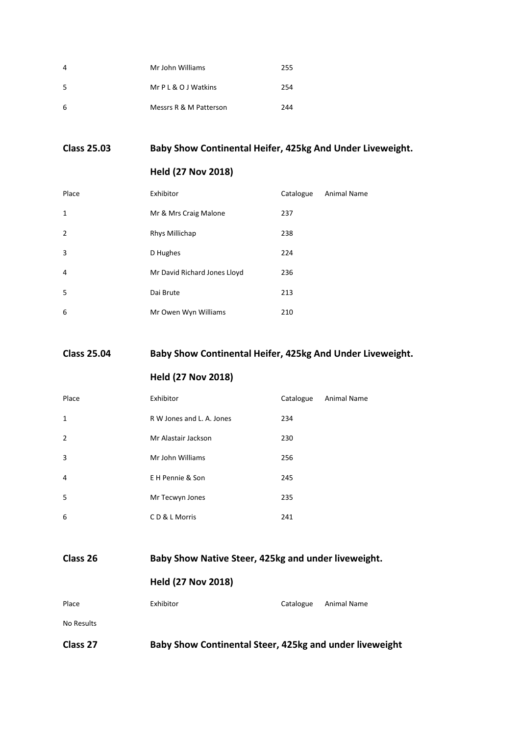| Place | Exhibitor | Catalogue | Animal Name |
| --- | --- | --- | --- |
| 4 | Mr John Williams | 255 | |
| 5 | Mr P L & O J Watkins | 254 | |
| 6 | Messrs R & M Patterson | 244 | |

## Class 25.03 Baby Show Continental Heifer, 425kg And Under Liveweight.

**Held (27 Nov 2018)**

| Place | Exhibitor | Catalogue | Animal Name |
| --- | --- | --- | --- |
| 1 | Mr & Mrs Craig Malone | 237 | |
| 2 | Rhys Millichap | 238 | |
| 3 | D Hughes | 224 | |
| 4 | Mr David Richard Jones Lloyd | 236 | |
| 5 | Dai Brute | 213 | |
| 6 | Mr Owen Wyn Williams | 210 | |

## Class 25.04 Baby Show Continental Heifer, 425kg And Under Liveweight.

**Held (27 Nov 2018)**

| Place | Exhibitor | Catalogue | Animal Name |
| --- | --- | --- | --- |
| 1 | R W Jones and L. A. Jones | 234 | |
| 2 | Mr Alastair Jackson | 230 | |
| 3 | Mr John Williams | 256 | |
| 4 | E H Pennie & Son | 245 | |
| 5 | Mr Tecwyn Jones | 235 | |
| 6 | C D & L Morris | 241 | |

## Class 26 Baby Show Native Steer, 425kg and under liveweight.

**Held (27 Nov 2018)**

| Place | Exhibitor | Catalogue | Animal Name |
| --- | --- | --- | --- |

No Results

## Class 27 Baby Show Continental Steer, 425kg and under liveweight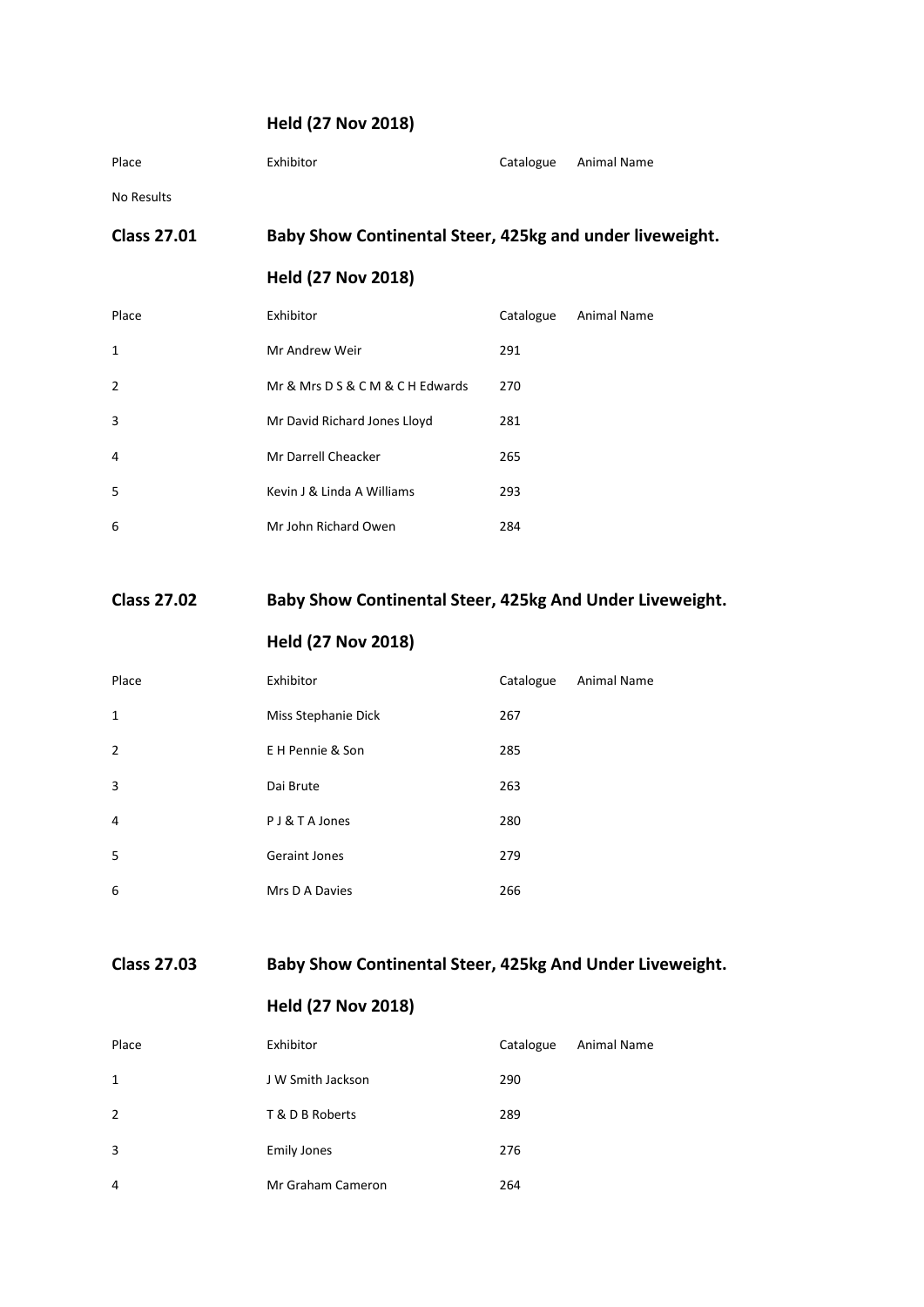### Held (27 Nov 2018)

| Place | Exhibitor | Catalogue | Animal Name |
|---|---|---|---|
| No Results | | | |

## Class 27.01 Baby Show Continental Steer, 425kg and under liveweight.

### Held (27 Nov 2018)

| Place | Exhibitor | Catalogue | Animal Name |
|---|---|---|---|
| 1 | Mr Andrew Weir | 291 | |
| 2 | Mr & Mrs D S & C M & C H Edwards | 270 | |
| 3 | Mr David Richard Jones Lloyd | 281 | |
| 4 | Mr Darrell Cheacker | 265 | |
| 5 | Kevin J & Linda A Williams | 293 | |
| 6 | Mr John Richard Owen | 284 | |

## Class 27.02 Baby Show Continental Steer, 425kg And Under Liveweight.

### Held (27 Nov 2018)

| Place | Exhibitor | Catalogue | Animal Name |
|---|---|---|---|
| 1 | Miss Stephanie Dick | 267 | |
| 2 | E H Pennie & Son | 285 | |
| 3 | Dai Brute | 263 | |
| 4 | P J & T A Jones | 280 | |
| 5 | Geraint Jones | 279 | |
| 6 | Mrs D A Davies | 266 | |

## Class 27.03 Baby Show Continental Steer, 425kg And Under Liveweight.

### Held (27 Nov 2018)

| Place | Exhibitor | Catalogue | Animal Name |
|---|---|---|---|
| 1 | J W Smith Jackson | 290 | |
| 2 | T & D B Roberts | 289 | |
| 3 | Emily Jones | 276 | |
| 4 | Mr Graham Cameron | 264 | |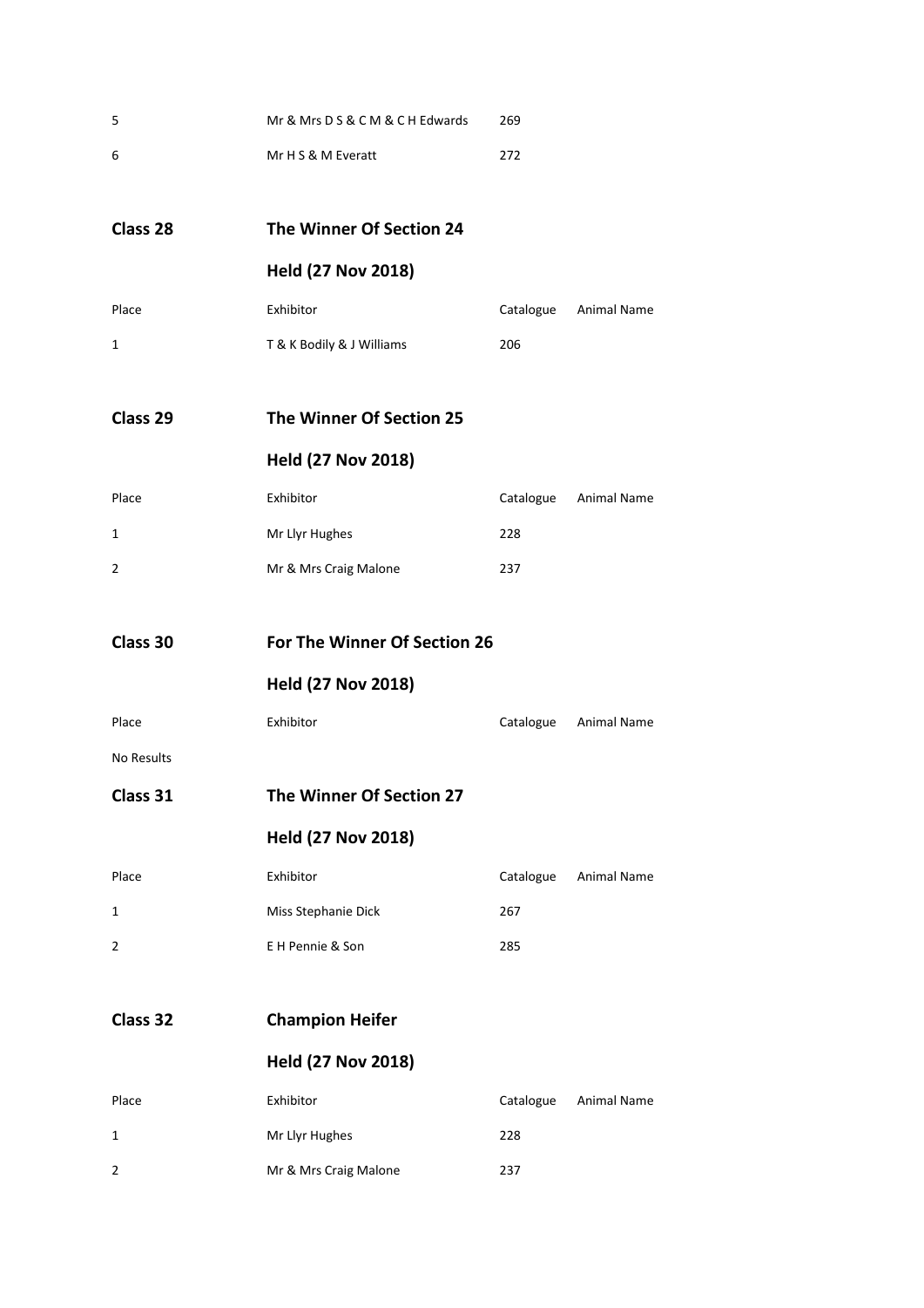| | | | |
|---|---|---|---|
| 5 | Mr & Mrs D S & C M & C H Edwards | 269 | |
| 6 | Mr H S & M Everatt | 272 | |

## Class 28 The Winner Of Section 24

### Held (27 Nov 2018)

| Place | Exhibitor | Catalogue | Animal Name |
|---|---|---|---|
| 1 | T & K Bodily & J Williams | 206 | |

## Class 29 The Winner Of Section 25

### Held (27 Nov 2018)

| Place | Exhibitor | Catalogue | Animal Name |
|---|---|---|---|
| 1 | Mr Llyr Hughes | 228 | |
| 2 | Mr & Mrs Craig Malone | 237 | |

## Class 30 For The Winner Of Section 26

### Held (27 Nov 2018)

| Place | Exhibitor | Catalogue | Animal Name |
|---|---|---|---|

No Results

## Class 31 The Winner Of Section 27

### Held (27 Nov 2018)

| Place | Exhibitor | Catalogue | Animal Name |
|---|---|---|---|
| 1 | Miss Stephanie Dick | 267 | |
| 2 | E H Pennie & Son | 285 | |

## Class 32 Champion Heifer

### Held (27 Nov 2018)

| Place | Exhibitor | Catalogue | Animal Name |
|---|---|---|---|
| 1 | Mr Llyr Hughes | 228 | |
| 2 | Mr & Mrs Craig Malone | 237 | |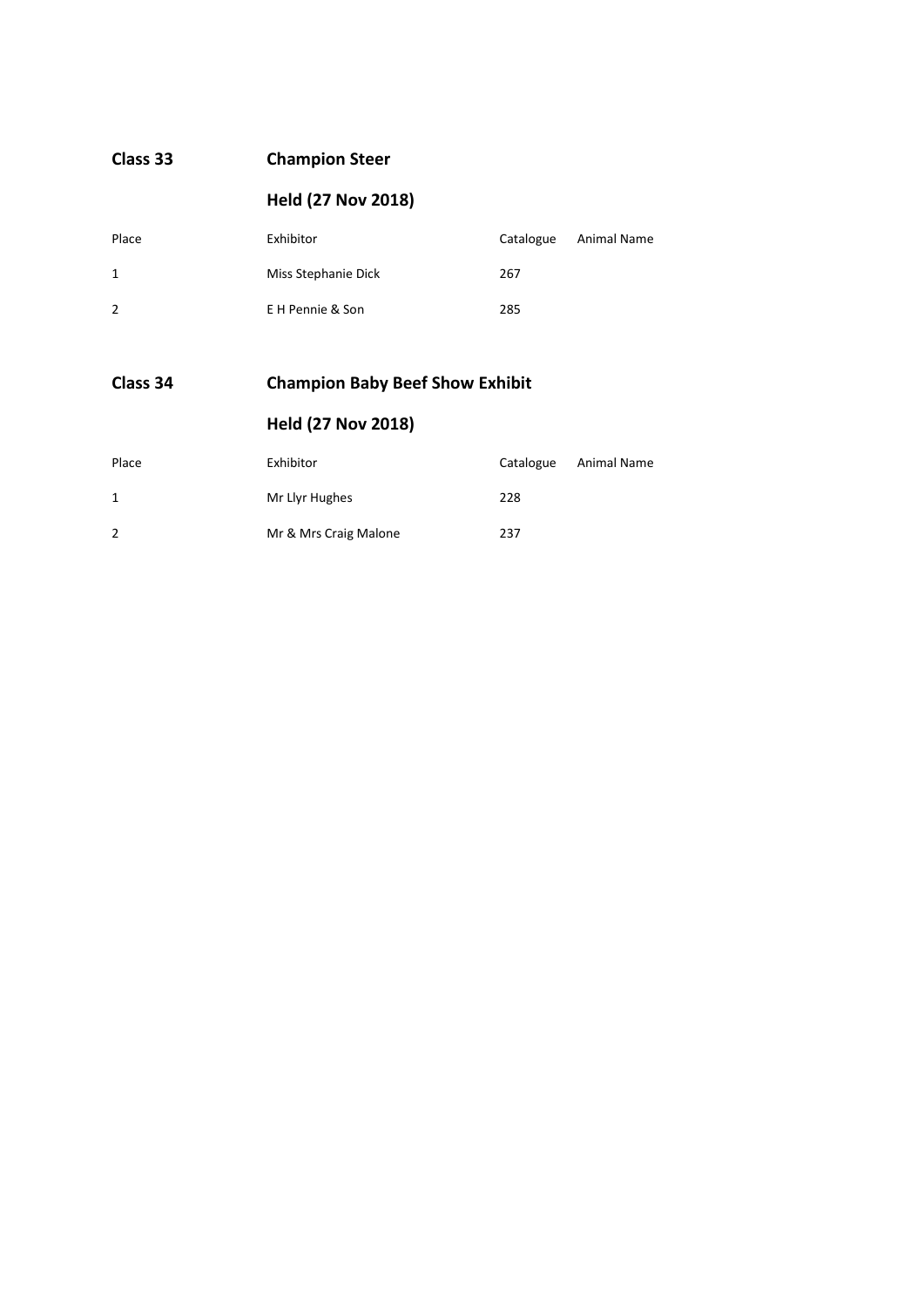## Class 33 Champion Steer

**Held (27 Nov 2018)**

| Place | Exhibitor | Catalogue | Animal Name |
| --- | --- | --- | --- |
| 1 | Miss Stephanie Dick | 267 | |
| 2 | E H Pennie & Son | 285 | |

## Class 34 Champion Baby Beef Show Exhibit

**Held (27 Nov 2018)**

| Place | Exhibitor | Catalogue | Animal Name |
| --- | --- | --- | --- |
| 1 | Mr Llyr Hughes | 228 | |
| 2 | Mr & Mrs Craig Malone | 237 | |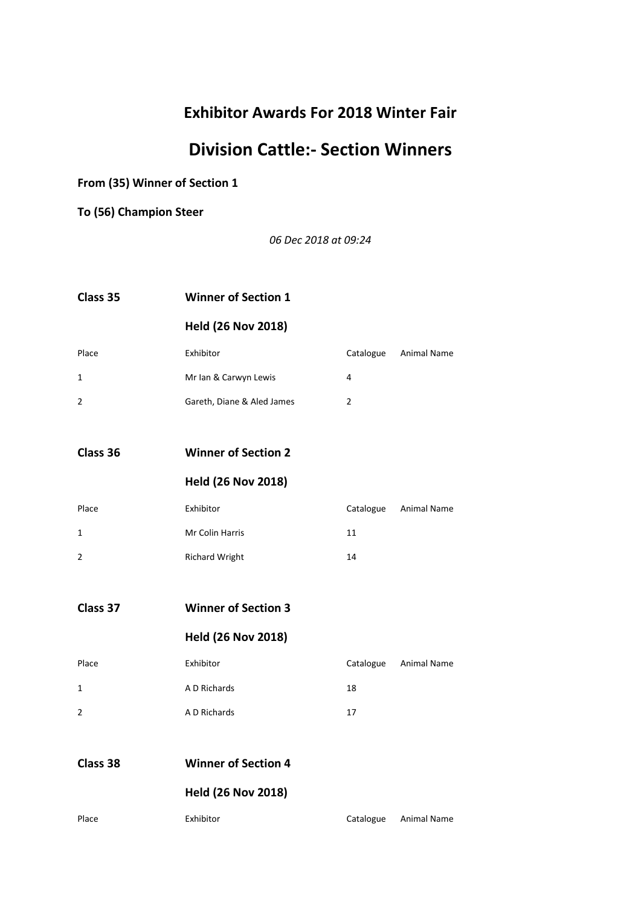## Exhibitor Awards For 2018 Winter Fair

# Division Cattle:- Section Winners

**From (35) Winner of Section 1**

**To (56) Champion Steer**

*06 Dec 2018 at 09:24*

**Class 35** **Winner of Section 1**

**Held (26 Nov 2018)**

| Place | Exhibitor | Catalogue | Animal Name |
|---|---|---|---|
| 1 | Mr Ian & Carwyn Lewis | 4 | |
| 2 | Gareth, Diane & Aled James | 2 | |

**Class 36** **Winner of Section 2**

**Held (26 Nov 2018)**

| Place | Exhibitor | Catalogue | Animal Name |
|---|---|---|---|
| 1 | Mr Colin Harris | 11 | |
| 2 | Richard Wright | 14 | |

**Class 37** **Winner of Section 3**

**Held (26 Nov 2018)**

| Place | Exhibitor | Catalogue | Animal Name |
|---|---|---|---|
| 1 | A D Richards | 18 | |
| 2 | A D Richards | 17 | |

**Class 38** **Winner of Section 4**

**Held (26 Nov 2018)**

| Place | Exhibitor | Catalogue | Animal Name |
|---|---|---|---|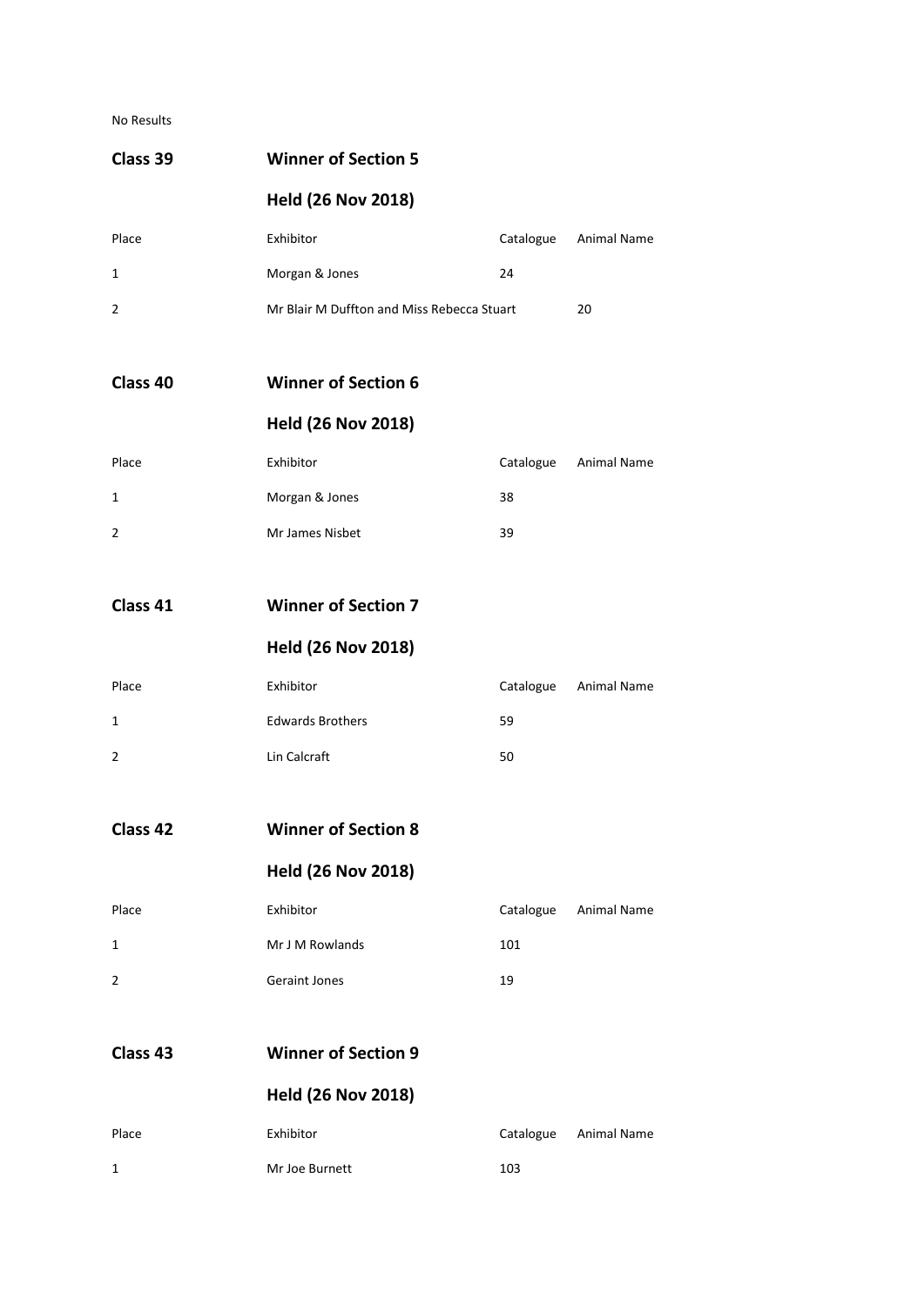No Results

## Class 39 — Winner of Section 5

### Held (26 Nov 2018)

| Place | Exhibitor | Catalogue | Animal Name |
|---|---|---|---|
| 1 | Morgan & Jones | 24 | |
| 2 | Mr Blair M Duffton and Miss Rebecca Stuart | | 20 |

## Class 40 — Winner of Section 6

### Held (26 Nov 2018)

| Place | Exhibitor | Catalogue | Animal Name |
|---|---|---|---|
| 1 | Morgan & Jones | 38 | |
| 2 | Mr James Nisbet | 39 | |

## Class 41 — Winner of Section 7

### Held (26 Nov 2018)

| Place | Exhibitor | Catalogue | Animal Name |
|---|---|---|---|
| 1 | Edwards Brothers | 59 | |
| 2 | Lin Calcraft | 50 | |

## Class 42 — Winner of Section 8

### Held (26 Nov 2018)

| Place | Exhibitor | Catalogue | Animal Name |
|---|---|---|---|
| 1 | Mr J M Rowlands | 101 | |
| 2 | Geraint Jones | 19 | |

## Class 43 — Winner of Section 9

### Held (26 Nov 2018)

| Place | Exhibitor | Catalogue | Animal Name |
|---|---|---|---|
| 1 | Mr Joe Burnett | 103 | |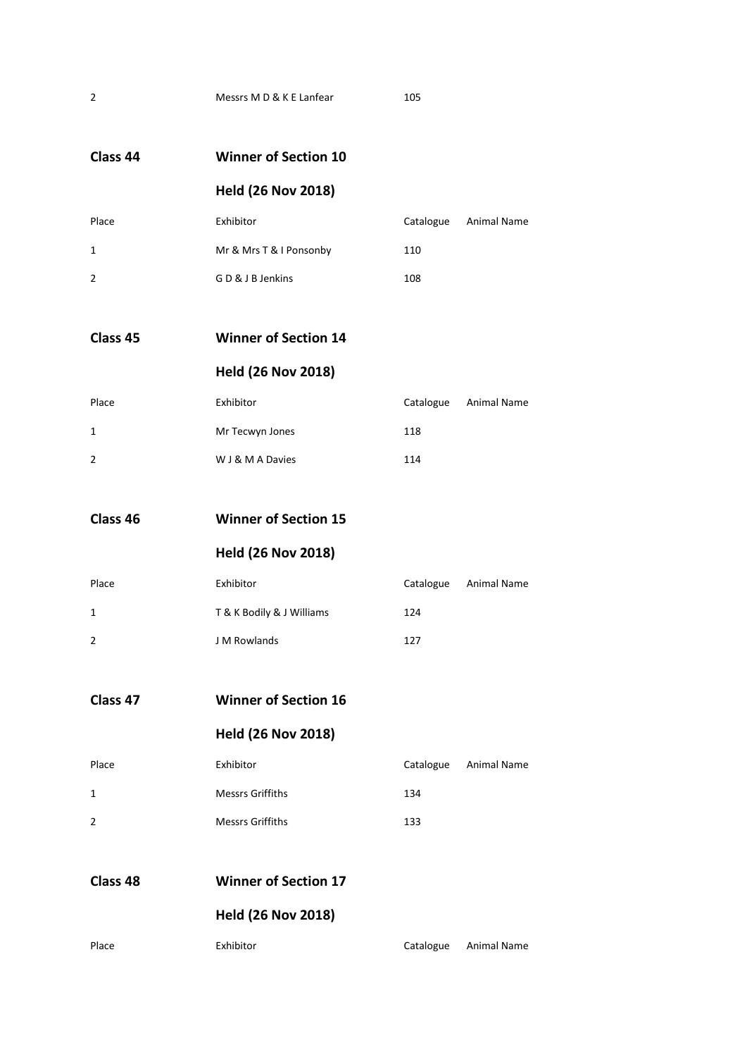| | | | |
|---|---|---|---|
| 2 | Messrs M D & K E Lanfear | 105 | |

## Class 44 Winner of Section 10

### Held (26 Nov 2018)

| Place | Exhibitor | Catalogue | Animal Name |
|---|---|---|---|
| 1 | Mr & Mrs T & I Ponsonby | 110 | |
| 2 | G D & J B Jenkins | 108 | |

## Class 45 Winner of Section 14

### Held (26 Nov 2018)

| Place | Exhibitor | Catalogue | Animal Name |
|---|---|---|---|
| 1 | Mr Tecwyn Jones | 118 | |
| 2 | W J & M A Davies | 114 | |

## Class 46 Winner of Section 15

### Held (26 Nov 2018)

| Place | Exhibitor | Catalogue | Animal Name |
|---|---|---|---|
| 1 | T & K Bodily & J Williams | 124 | |
| 2 | J M Rowlands | 127 | |

## Class 47 Winner of Section 16

### Held (26 Nov 2018)

| Place | Exhibitor | Catalogue | Animal Name |
|---|---|---|---|
| 1 | Messrs Griffiths | 134 | |
| 2 | Messrs Griffiths | 133 | |

## Class 48 Winner of Section 17

### Held (26 Nov 2018)

| Place | Exhibitor | Catalogue | Animal Name |
|---|---|---|---|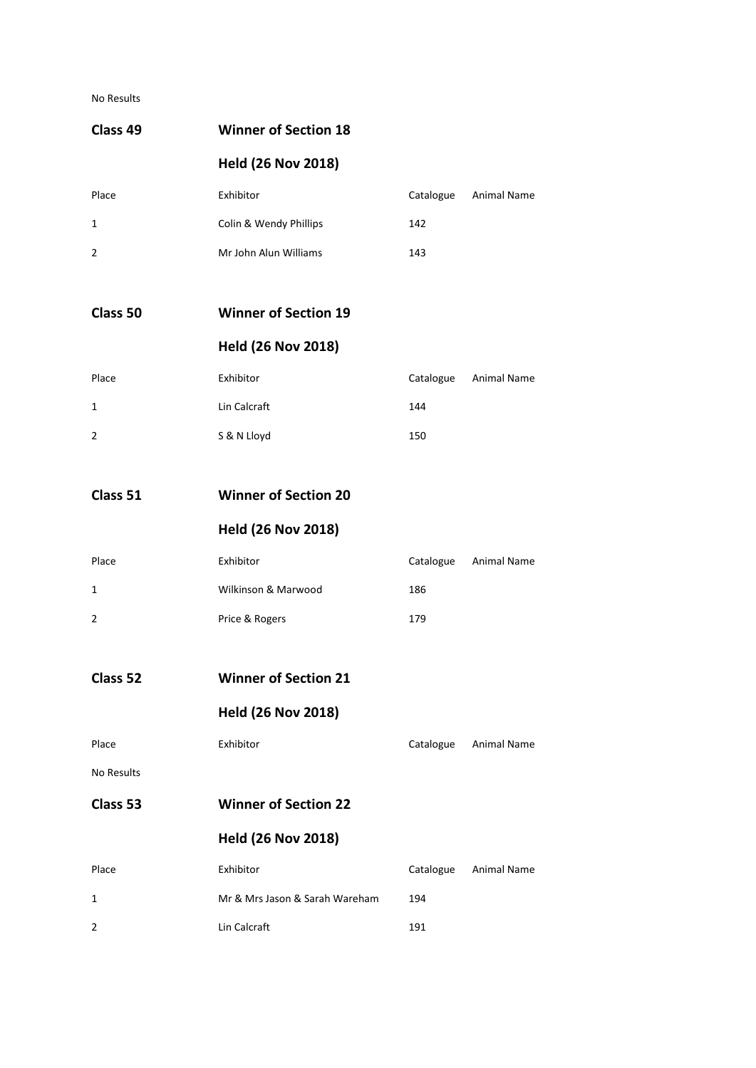No Results

## Class 49 — Winner of Section 18

**Held (26 Nov 2018)**

| Place | Exhibitor | Catalogue | Animal Name |
|---|---|---|---|
| 1 | Colin & Wendy Phillips | 142 | |
| 2 | Mr John Alun Williams | 143 | |

## Class 50 — Winner of Section 19

**Held (26 Nov 2018)**

| Place | Exhibitor | Catalogue | Animal Name |
|---|---|---|---|
| 1 | Lin Calcraft | 144 | |
| 2 | S & N Lloyd | 150 | |

## Class 51 — Winner of Section 20

**Held (26 Nov 2018)**

| Place | Exhibitor | Catalogue | Animal Name |
|---|---|---|---|
| 1 | Wilkinson & Marwood | 186 | |
| 2 | Price & Rogers | 179 | |

## Class 52 — Winner of Section 21

**Held (26 Nov 2018)**

| Place | Exhibitor | Catalogue | Animal Name |
|---|---|---|---|

No Results

## Class 53 — Winner of Section 22

**Held (26 Nov 2018)**

| Place | Exhibitor | Catalogue | Animal Name |
|---|---|---|---|
| 1 | Mr & Mrs Jason & Sarah Wareham | 194 | |
| 2 | Lin Calcraft | 191 | |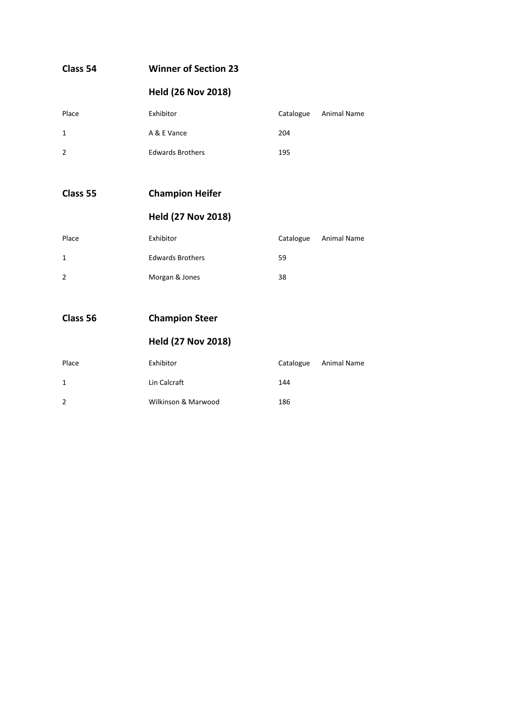## Class 54 Winner of Section 23

### Held (26 Nov 2018)

| Place | Exhibitor | Catalogue | Animal Name |
|---|---|---|---|
| 1 | A & E Vance | 204 | |
| 2 | Edwards Brothers | 195 | |

## Class 55 Champion Heifer

### Held (27 Nov 2018)

| Place | Exhibitor | Catalogue | Animal Name |
|---|---|---|---|
| 1 | Edwards Brothers | 59 | |
| 2 | Morgan & Jones | 38 | |

## Class 56 Champion Steer

### Held (27 Nov 2018)

| Place | Exhibitor | Catalogue | Animal Name |
|---|---|---|---|
| 1 | Lin Calcraft | 144 | |
| 2 | Wilkinson & Marwood | 186 | |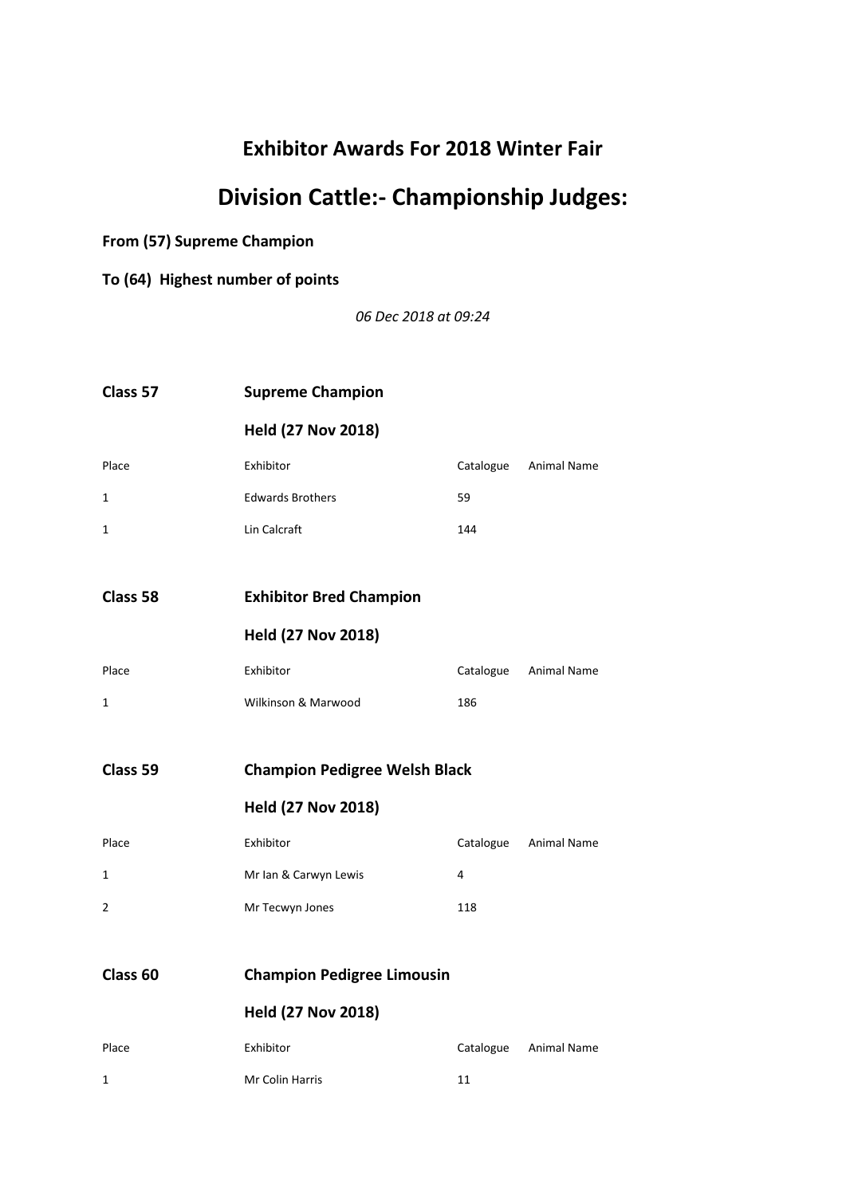# Exhibitor Awards For 2018 Winter Fair

# Division Cattle:- Championship Judges:

**From (57) Supreme Champion**

**To (64) Highest number of points**

*06 Dec 2018 at 09:24*

## Class 57 Supreme Champion

**Held (27 Nov 2018)**

| Place | Exhibitor | Catalogue | Animal Name |
|---|---|---|---|
| 1 | Edwards Brothers | 59 | |
| 1 | Lin Calcraft | 144 | |

## Class 58 Exhibitor Bred Champion

**Held (27 Nov 2018)**

| Place | Exhibitor | Catalogue | Animal Name |
|---|---|---|---|
| 1 | Wilkinson & Marwood | 186 | |

## Class 59 Champion Pedigree Welsh Black

**Held (27 Nov 2018)**

| Place | Exhibitor | Catalogue | Animal Name |
|---|---|---|---|
| 1 | Mr Ian & Carwyn Lewis | 4 | |
| 2 | Mr Tecwyn Jones | 118 | |

## Class 60 Champion Pedigree Limousin

**Held (27 Nov 2018)**

| Place | Exhibitor | Catalogue | Animal Name |
|---|---|---|---|
| 1 | Mr Colin Harris | 11 | |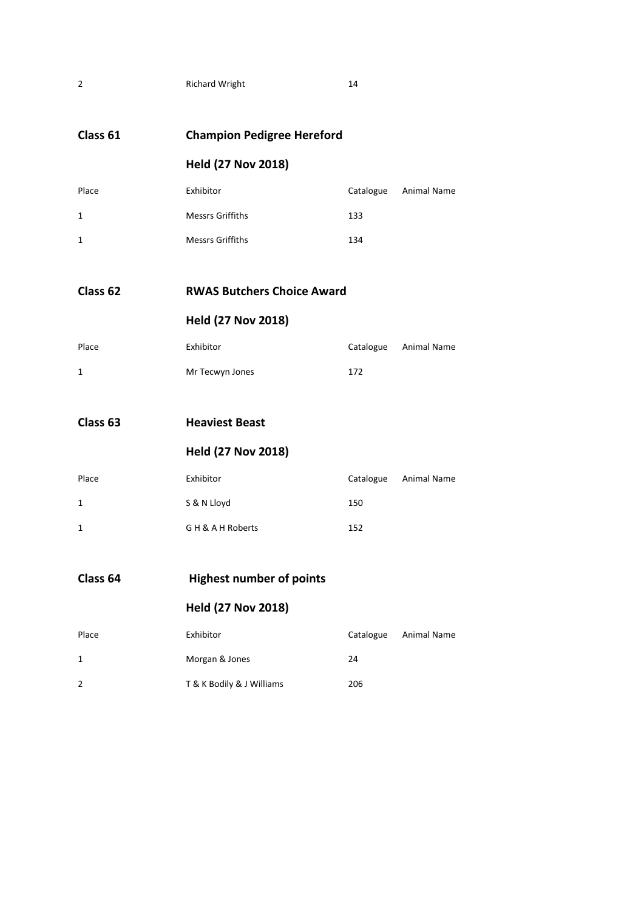| | | | |
|---|---|---|---|
| 2 | Richard Wright | 14 | |

## Class 61 Champion Pedigree Hereford

### Held (27 Nov 2018)

| Place | Exhibitor | Catalogue | Animal Name |
|---|---|---|---|
| 1 | Messrs Griffiths | 133 | |
| 1 | Messrs Griffiths | 134 | |

## Class 62 RWAS Butchers Choice Award

### Held (27 Nov 2018)

| Place | Exhibitor | Catalogue | Animal Name |
|---|---|---|---|
| 1 | Mr Tecwyn Jones | 172 | |

## Class 63 Heaviest Beast

### Held (27 Nov 2018)

| Place | Exhibitor | Catalogue | Animal Name |
|---|---|---|---|
| 1 | S & N Lloyd | 150 | |
| 1 | G H & A H Roberts | 152 | |

## Class 64 Highest number of points

### Held (27 Nov 2018)

| Place | Exhibitor | Catalogue | Animal Name |
|---|---|---|---|
| 1 | Morgan & Jones | 24 | |
| 2 | T & K Bodily & J Williams | 206 | |